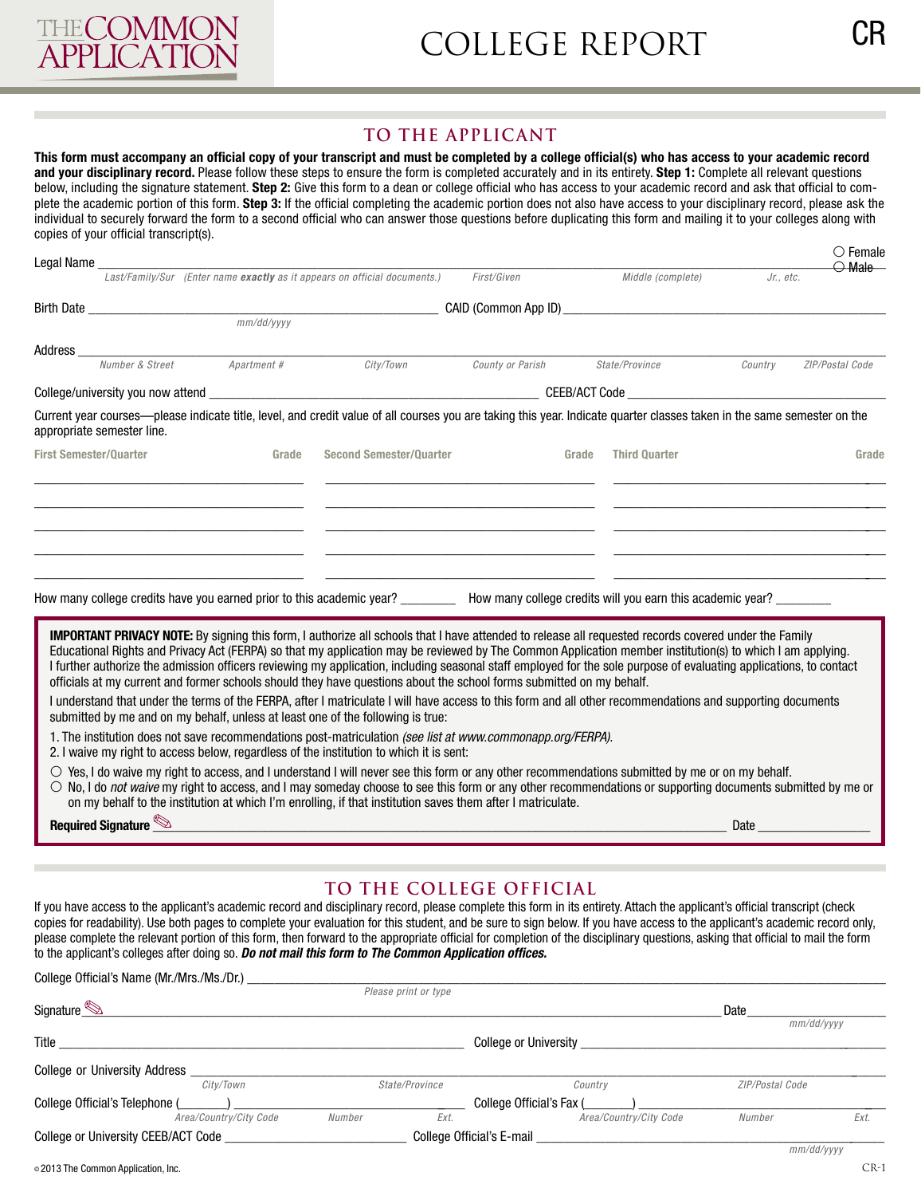THE COMMON APPLICATION

# COLLEGE REPORT

CR

## TO THE APPLICANT

**This form must accompany an official copy of your transcript and must be completed by a college official(s) who has access to your academic record and your disciplinary record.** Please follow these steps to ensure the form is completed accurately and in its entirety. **Step 1:** Complete all relevant questions below, including the signature statement. **Step 2:** Give this form to a dean or college official who has access to your academic record and ask that official to complete the academic portion of this form. **Step 3:** If the official completing the academic portion does not also have access to your disciplinary record, please ask the individual to securely forward the form to a second official who can answer those questions before duplicating this form and mailing it to your colleges along with copies of your official transcript(s).

Legal Name ______________________________________________ ○ Female ○ Male

*Last/Family/Sur (Enter name **exactly** as it appears on official documents.)* *First/Given* *Middle (complete)* *Jr., etc.*

Birth Date ____________________ CAID (Common App ID) ____________________

*mm/dd/yyyy*

Address ______________________________________________

*Number & Street* *Apartment #* *City/Town* *County or Parish* *State/Province* *Country* *ZIP/Postal Code*

College/university you now attend ____________________ CEEB/ACT Code ____________________

Current year courses—please indicate title, level, and credit value of all courses you are taking this year. Indicate quarter classes taken in the same semester on the appropriate semester line.

| First Semester/Quarter | Grade | Second Semester/Quarter | Grade | Third Quarter | Grade |
|---|---|---|---|---|---|
| | | | | | |
| | | | | | |
| | | | | | |
| | | | | | |
| | | | | | |

How many college credits have you earned prior to this academic year? ________ How many college credits will you earn this academic year? ________

**IMPORTANT PRIVACY NOTE:** By signing this form, I authorize all schools that I have attended to release all requested records covered under the Family Educational Rights and Privacy Act (FERPA) so that my application may be reviewed by The Common Application member institution(s) to which I am applying. I further authorize the admission officers reviewing my application, including seasonal staff employed for the sole purpose of evaluating applications, to contact officials at my current and former schools should they have questions about the school forms submitted on my behalf.

I understand that under the terms of the FERPA, after I matriculate I will have access to this form and all other recommendations and supporting documents submitted by me and on my behalf, unless at least one of the following is true:

1. The institution does not save recommendations post-matriculation *(see list at www.commonapp.org/FERPA)*.
2. I waive my right to access below, regardless of the institution to which it is sent:

○ Yes, I do waive my right to access, and I understand I will never see this form or any other recommendations submitted by me or on my behalf.
○ No, I do *not waive* my right to access, and I may someday choose to see this form or any other recommendations or supporting documents submitted by me or on my behalf to the institution at which I'm enrolling, if that institution saves them after I matriculate.

**Required Signature** ______________________________________________ Date ____________

## TO THE COLLEGE OFFICIAL

If you have access to the applicant's academic record and disciplinary record, please complete this form in its entirety. Attach the applicant's official transcript (check copies for readability). Use both pages to complete your evaluation for this student, and be sure to sign below. If you have access to the applicant's academic record only, please complete the relevant portion of this form, then forward to the appropriate official for completion of the disciplinary questions, asking that official to mail the form to the applicant's colleges after doing so. ***Do not mail this form to The Common Application offices.***

College Official's Name (Mr./Mrs./Ms./Dr.) ______________________________________________

*Please print or type*

Signature ______________________________________________ Date ____________

*mm/dd/yyyy*

Title ____________________ College or University ____________________

College or University Address ______________________________________________

*City/Town* *State/Province* *Country* *ZIP/Postal Code*

College Official's Telephone (_______) ____________________ College Official's Fax (_______) ____________________

*Area/Country/City Code* *Number* *Ext.* *Area/Country/City Code* *Number* *Ext.*

College or University CEEB/ACT Code ____________________ College Official's E-mail ____________________

*mm/dd/yyyy*

© 2013 The Common Application, Inc.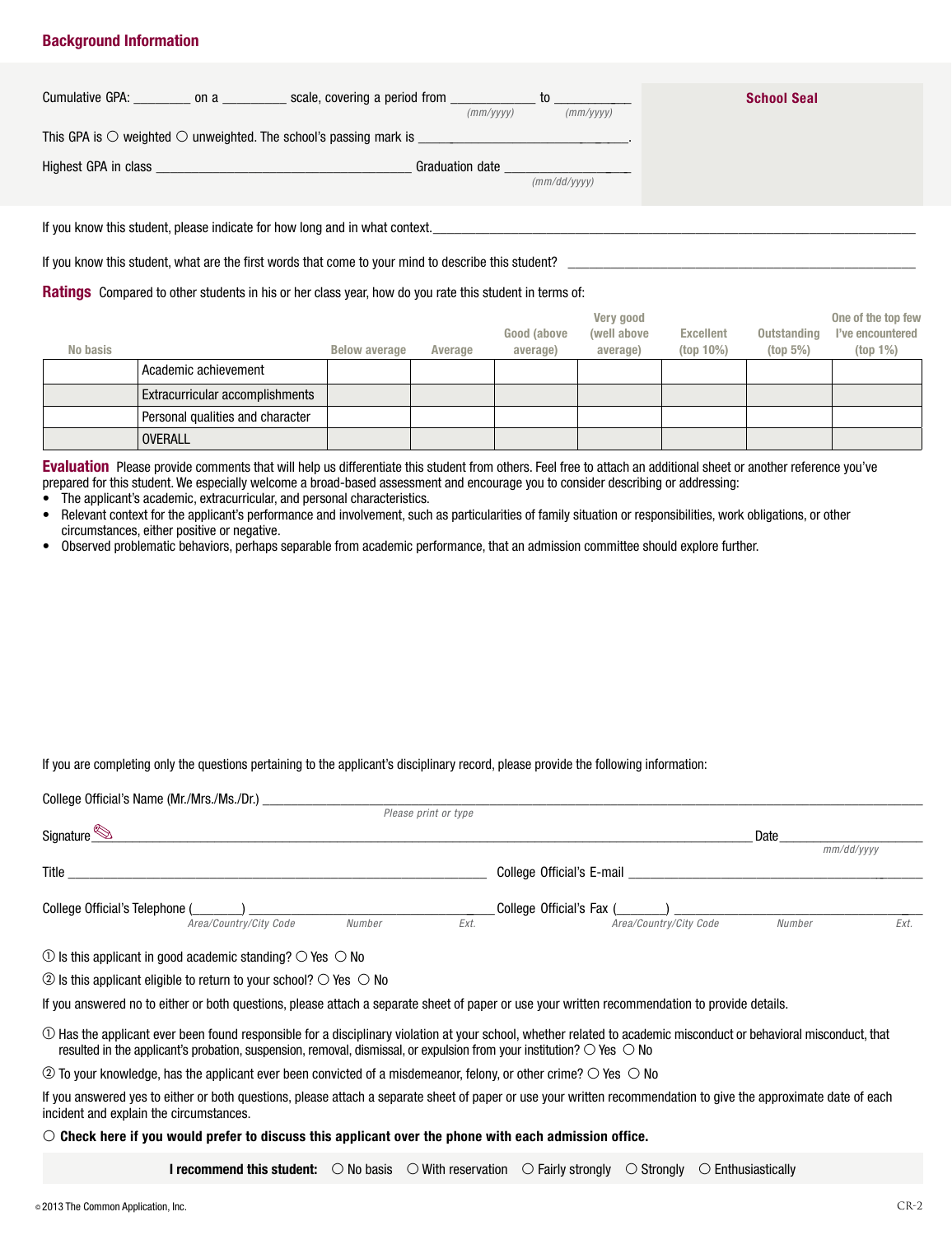## Background Information

Cumulative GPA: ________ on a _________ scale, covering a period from ____________ (mm/yyyy) to ___________ (mm/yyyy)

This GPA is ○ weighted ○ unweighted. The school's passing mark is ______________________________.

Highest GPA in class ____________________________________ Graduation date _________________ (mm/dd/yyyy)

**School Seal**

If you know this student, please indicate for how long and in what context.___________________________________________________________________________

If you know this student, what are the first words that come to your mind to describe this student? ____________________________________________________

**Ratings** Compared to other students in his or her class year, how do you rate this student in terms of:

| No basis | | Below average | Average | Good (above average) | Very good (well above average) | Excellent (top 10%) | Outstanding (top 5%) | One of the top few I've encountered (top 1%) |
|---|---|---|---|---|---|---|---|---|
| | Academic achievement | | | | | | | |
| | Extracurricular accomplishments | | | | | | | |
| | Personal qualities and character | | | | | | | |
| | OVERALL | | | | | | | |

**Evaluation** Please provide comments that will help us differentiate this student from others. Feel free to attach an additional sheet or another reference you've prepared for this student. We especially welcome a broad-based assessment and encourage you to consider describing or addressing:

- The applicant's academic, extracurricular, and personal characteristics.
- Relevant context for the applicant's performance and involvement, such as particularities of family situation or responsibilities, work obligations, or other circumstances, either positive or negative.
- Observed problematic behaviors, perhaps separable from academic performance, that an admission committee should explore further.

If you are completing only the questions pertaining to the applicant's disciplinary record, please provide the following information:

College Official's Name (Mr./Mrs./Ms./Dr.) ________________________________________________________________________________ (Please print or type)

Signature ______________________________________________________________________________ Date _______________ (mm/dd/yyyy)

Title ______________________________________________ College Official's E-mail ______________________________________________

College Official's Telephone (_______) ______________________________ (Area/Country/City Code, Number, Ext.) College Official's Fax (_______) ______________________________ (Area/Country/City Code, Number, Ext.)

① Is this applicant in good academic standing? ○ Yes ○ No

② Is this applicant eligible to return to your school? ○ Yes ○ No

If you answered no to either or both questions, please attach a separate sheet of paper or use your written recommendation to provide details.

① Has the applicant ever been found responsible for a disciplinary violation at your school, whether related to academic misconduct or behavioral misconduct, that resulted in the applicant's probation, suspension, removal, dismissal, or expulsion from your institution? ○ Yes ○ No

② To your knowledge, has the applicant ever been convicted of a misdemeanor, felony, or other crime? ○ Yes ○ No

If you answered yes to either or both questions, please attach a separate sheet of paper or use your written recommendation to give the approximate date of each incident and explain the circumstances.

○ **Check here if you would prefer to discuss this applicant over the phone with each admission office.**

**I recommend this student:** ○ No basis ○ With reservation ○ Fairly strongly ○ Strongly ○ Enthusiastically

© 2013 The Common Application, Inc.